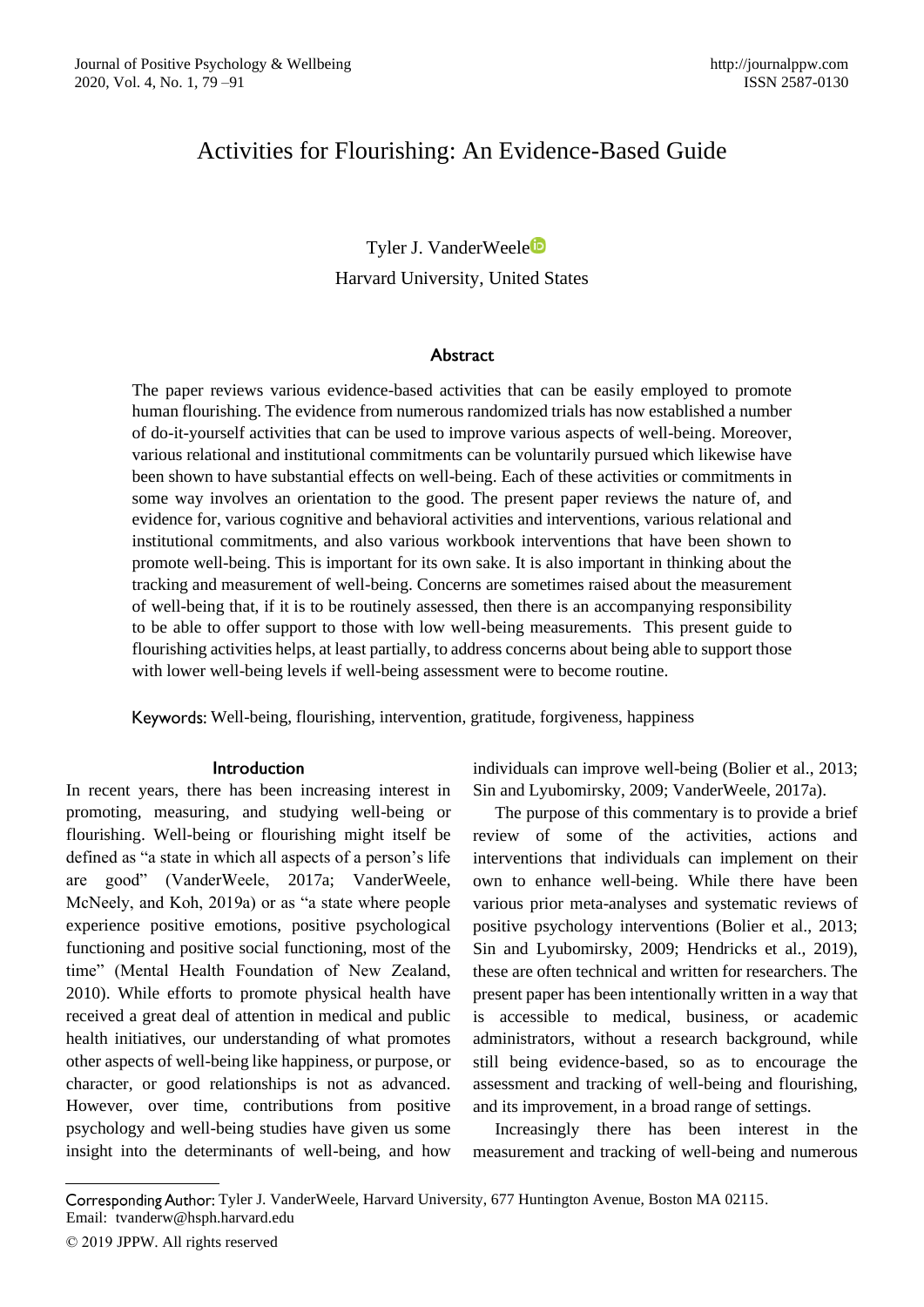# Activities for Flourishing: An Evidence-Based Guide

Tyler J. VanderWeele

Harvard University, United States

## Abstract

The paper reviews various evidence-based activities that can be easily employed to promote human flourishing. The evidence from numerous randomized trials has now established a number of do-it-yourself activities that can be used to improve various aspects of well-being. Moreover, various relational and institutional commitments can be voluntarily pursued which likewise have been shown to have substantial effects on well-being. Each of these activities or commitments in some way involves an orientation to the good. The present paper reviews the nature of, and evidence for, various cognitive and behavioral activities and interventions, various relational and institutional commitments, and also various workbook interventions that have been shown to promote well-being. This is important for its own sake. It is also important in thinking about the tracking and measurement of well-being. Concerns are sometimes raised about the measurement of well-being that, if it is to be routinely assessed, then there is an accompanying responsibility to be able to offer support to those with low well-being measurements. This present guide to flourishing activities helps, at least partially, to address concerns about being able to support those with lower well-being levels if well-being assessment were to become routine.

Keywords: Well-being, flourishing, intervention, gratitude, forgiveness, happiness

## Introduction

In recent years, there has been increasing interest in promoting, measuring, and studying well-being or flourishing. Well-being or flourishing might itself be defined as "a state in which all aspects of a person's life are good" (VanderWeele, 2017a; VanderWeele, McNeely, and Koh, 2019a) or as "a state where people experience positive emotions, positive psychological functioning and positive social functioning, most of the time" (Mental Health Foundation of New Zealand, 2010). While efforts to promote physical health have received a great deal of attention in medical and public health initiatives, our understanding of what promotes other aspects of well-being like happiness, or purpose, or character, or good relationships is not as advanced. However, over time, contributions from positive psychology and well-being studies have given us some insight into the determinants of well-being, and how individuals can improve well-being (Bolier et al., 2013; Sin and Lyubomirsky, 2009; VanderWeele, 2017a).

The purpose of this commentary is to provide a brief review of some of the activities, actions and interventions that individuals can implement on their own to enhance well-being. While there have been various prior meta-analyses and systematic reviews of positive psychology interventions (Bolier et al., 2013; Sin and Lyubomirsky, 2009; Hendricks et al., 2019), these are often technical and written for researchers. The present paper has been intentionally written in a way that is accessible to medical, business, or academic administrators, without a research background, while still being evidence-based, so as to encourage the assessment and tracking of well-being and flourishing, and its improvement, in a broad range of settings.

Increasingly there has been interest in the measurement and tracking of well-being and numerous

Corresponding Author: Tyler J. VanderWeele, Harvard University, 677 Huntington Avenue, Boston MA 02115.
Email: tvanderw@hsph.harvard.edu

© 2019 JPPW. All rights reserved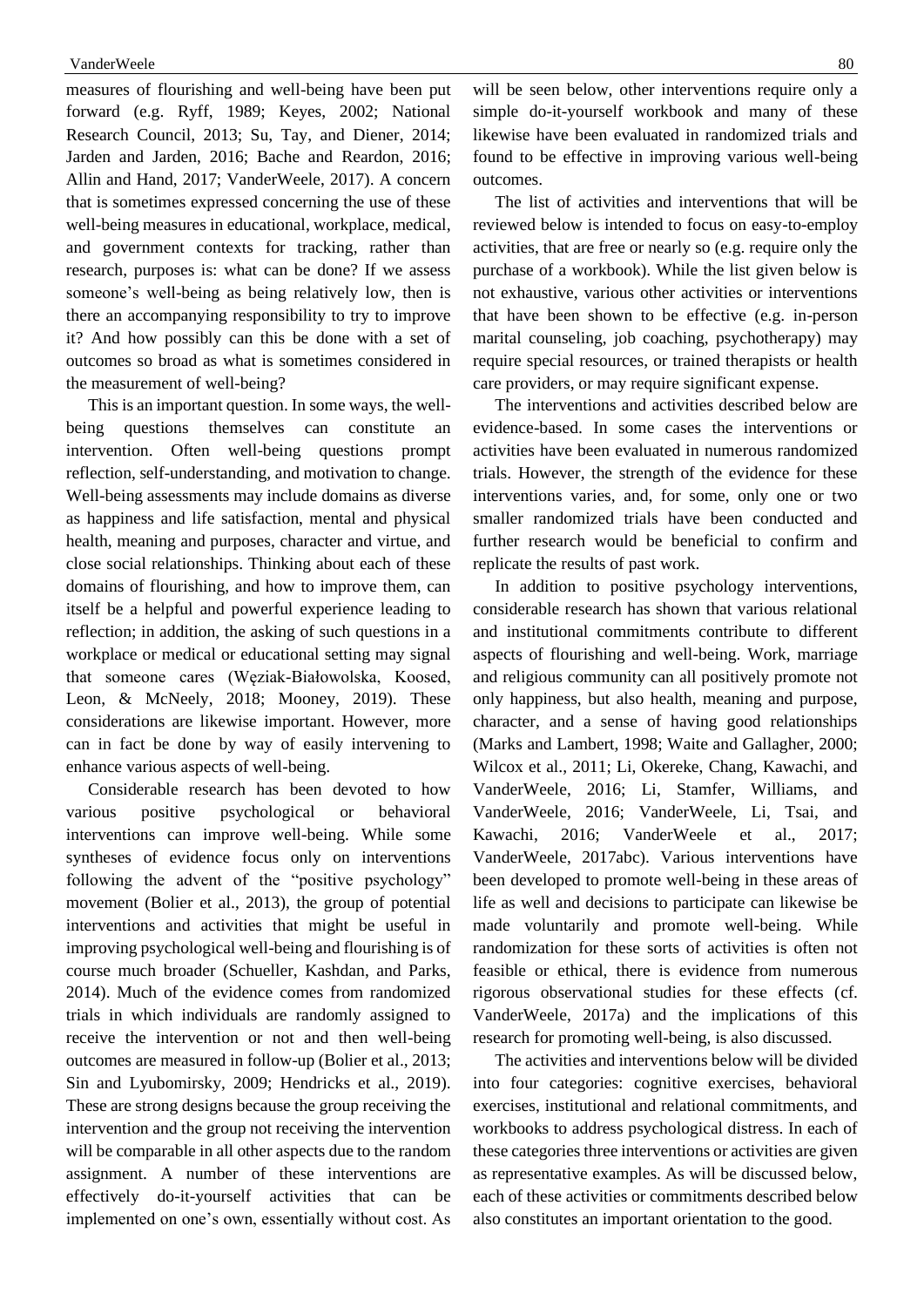measures of flourishing and well-being have been put forward (e.g. Ryff, 1989; Keyes, 2002; National Research Council, 2013; Su, Tay, and Diener, 2014; Jarden and Jarden, 2016; Bache and Reardon, 2016; Allin and Hand, 2017; VanderWeele, 2017). A concern that is sometimes expressed concerning the use of these well-being measures in educational, workplace, medical, and government contexts for tracking, rather than research, purposes is: what can be done? If we assess someone's well-being as being relatively low, then is there an accompanying responsibility to try to improve it? And how possibly can this be done with a set of outcomes so broad as what is sometimes considered in the measurement of well-being?

This is an important question. In some ways, the well-being questions themselves can constitute an intervention. Often well-being questions prompt reflection, self-understanding, and motivation to change. Well-being assessments may include domains as diverse as happiness and life satisfaction, mental and physical health, meaning and purposes, character and virtue, and close social relationships. Thinking about each of these domains of flourishing, and how to improve them, can itself be a helpful and powerful experience leading to reflection; in addition, the asking of such questions in a workplace or medical or educational setting may signal that someone cares (Węziak-Białowolska, Koosed, Leon, & McNeely, 2018; Mooney, 2019). These considerations are likewise important. However, more can in fact be done by way of easily intervening to enhance various aspects of well-being.

Considerable research has been devoted to how various positive psychological or behavioral interventions can improve well-being. While some syntheses of evidence focus only on interventions following the advent of the "positive psychology" movement (Bolier et al., 2013), the group of potential interventions and activities that might be useful in improving psychological well-being and flourishing is of course much broader (Schueller, Kashdan, and Parks, 2014). Much of the evidence comes from randomized trials in which individuals are randomly assigned to receive the intervention or not and then well-being outcomes are measured in follow-up (Bolier et al., 2013; Sin and Lyubomirsky, 2009; Hendricks et al., 2019). These are strong designs because the group receiving the intervention and the group not receiving the intervention will be comparable in all other aspects due to the random assignment. A number of these interventions are effectively do-it-yourself activities that can be implemented on one's own, essentially without cost. As will be seen below, other interventions require only a simple do-it-yourself workbook and many of these likewise have been evaluated in randomized trials and found to be effective in improving various well-being outcomes.

The list of activities and interventions that will be reviewed below is intended to focus on easy-to-employ activities, that are free or nearly so (e.g. require only the purchase of a workbook). While the list given below is not exhaustive, various other activities or interventions that have been shown to be effective (e.g. in-person marital counseling, job coaching, psychotherapy) may require special resources, or trained therapists or health care providers, or may require significant expense.

The interventions and activities described below are evidence-based. In some cases the interventions or activities have been evaluated in numerous randomized trials. However, the strength of the evidence for these interventions varies, and, for some, only one or two smaller randomized trials have been conducted and further research would be beneficial to confirm and replicate the results of past work.

In addition to positive psychology interventions, considerable research has shown that various relational and institutional commitments contribute to different aspects of flourishing and well-being. Work, marriage and religious community can all positively promote not only happiness, but also health, meaning and purpose, character, and a sense of having good relationships (Marks and Lambert, 1998; Waite and Gallagher, 2000; Wilcox et al., 2011; Li, Okereke, Chang, Kawachi, and VanderWeele, 2016; Li, Stamfer, Williams, and VanderWeele, 2016; VanderWeele, Li, Tsai, and Kawachi, 2016; VanderWeele et al., 2017; VanderWeele, 2017abc). Various interventions have been developed to promote well-being in these areas of life as well and decisions to participate can likewise be made voluntarily and promote well-being. While randomization for these sorts of activities is often not feasible or ethical, there is evidence from numerous rigorous observational studies for these effects (cf. VanderWeele, 2017a) and the implications of this research for promoting well-being, is also discussed.

The activities and interventions below will be divided into four categories: cognitive exercises, behavioral exercises, institutional and relational commitments, and workbooks to address psychological distress. In each of these categories three interventions or activities are given as representative examples. As will be discussed below, each of these activities or commitments described below also constitutes an important orientation to the good.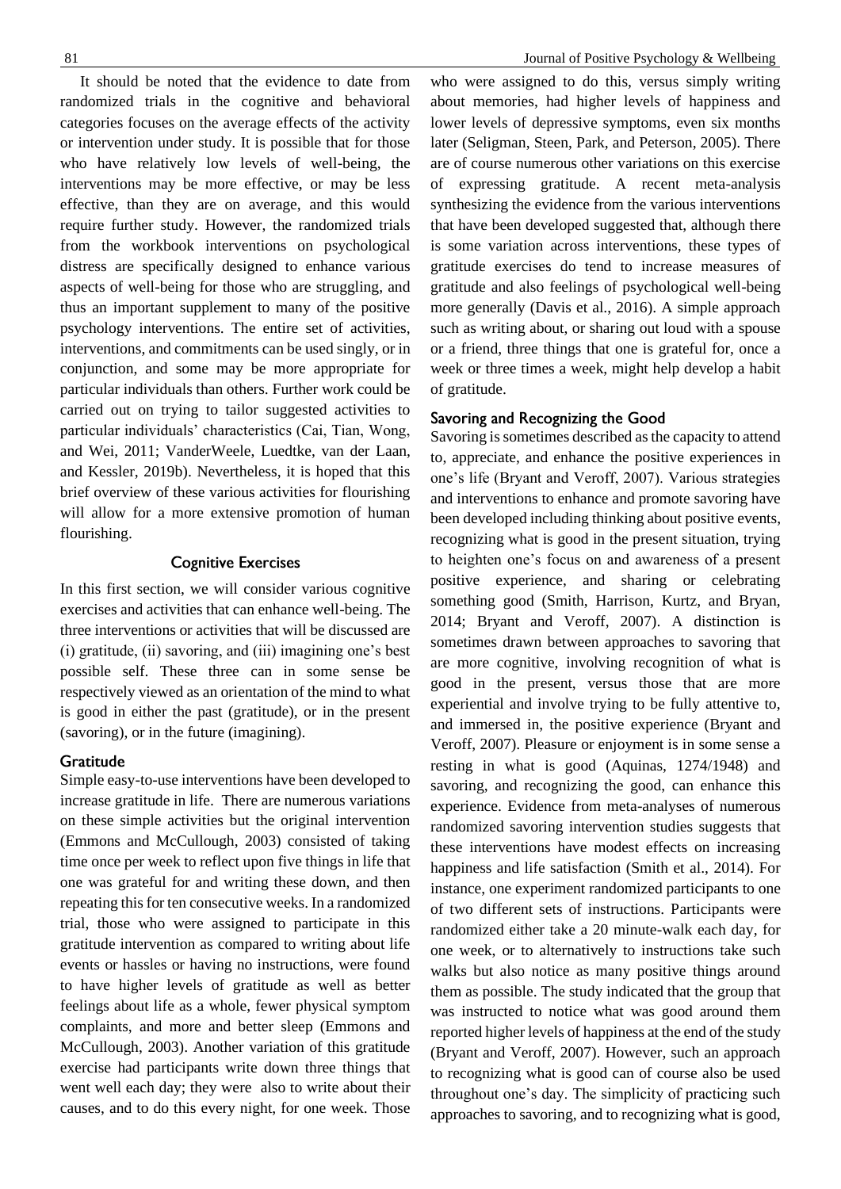It should be noted that the evidence to date from randomized trials in the cognitive and behavioral categories focuses on the average effects of the activity or intervention under study. It is possible that for those who have relatively low levels of well-being, the interventions may be more effective, or may be less effective, than they are on average, and this would require further study. However, the randomized trials from the workbook interventions on psychological distress are specifically designed to enhance various aspects of well-being for those who are struggling, and thus an important supplement to many of the positive psychology interventions. The entire set of activities, interventions, and commitments can be used singly, or in conjunction, and some may be more appropriate for particular individuals than others. Further work could be carried out on trying to tailor suggested activities to particular individuals' characteristics (Cai, Tian, Wong, and Wei, 2011; VanderWeele, Luedtke, van der Laan, and Kessler, 2019b). Nevertheless, it is hoped that this brief overview of these various activities for flourishing will allow for a more extensive promotion of human flourishing.

## Cognitive Exercises

In this first section, we will consider various cognitive exercises and activities that can enhance well-being. The three interventions or activities that will be discussed are (i) gratitude, (ii) savoring, and (iii) imagining one's best possible self. These three can in some sense be respectively viewed as an orientation of the mind to what is good in either the past (gratitude), or in the present (savoring), or in the future (imagining).

### Gratitude

Simple easy-to-use interventions have been developed to increase gratitude in life. There are numerous variations on these simple activities but the original intervention (Emmons and McCullough, 2003) consisted of taking time once per week to reflect upon five things in life that one was grateful for and writing these down, and then repeating this for ten consecutive weeks. In a randomized trial, those who were assigned to participate in this gratitude intervention as compared to writing about life events or hassles or having no instructions, were found to have higher levels of gratitude as well as better feelings about life as a whole, fewer physical symptom complaints, and more and better sleep (Emmons and McCullough, 2003). Another variation of this gratitude exercise had participants write down three things that went well each day; they were also to write about their causes, and to do this every night, for one week. Those who were assigned to do this, versus simply writing about memories, had higher levels of happiness and lower levels of depressive symptoms, even six months later (Seligman, Steen, Park, and Peterson, 2005). There are of course numerous other variations on this exercise of expressing gratitude. A recent meta-analysis synthesizing the evidence from the various interventions that have been developed suggested that, although there is some variation across interventions, these types of gratitude exercises do tend to increase measures of gratitude and also feelings of psychological well-being more generally (Davis et al., 2016). A simple approach such as writing about, or sharing out loud with a spouse or a friend, three things that one is grateful for, once a week or three times a week, might help develop a habit of gratitude.

### Savoring and Recognizing the Good

Savoring is sometimes described as the capacity to attend to, appreciate, and enhance the positive experiences in one's life (Bryant and Veroff, 2007). Various strategies and interventions to enhance and promote savoring have been developed including thinking about positive events, recognizing what is good in the present situation, trying to heighten one's focus on and awareness of a present positive experience, and sharing or celebrating something good (Smith, Harrison, Kurtz, and Bryan, 2014; Bryant and Veroff, 2007). A distinction is sometimes drawn between approaches to savoring that are more cognitive, involving recognition of what is good in the present, versus those that are more experiential and involve trying to be fully attentive to, and immersed in, the positive experience (Bryant and Veroff, 2007). Pleasure or enjoyment is in some sense a resting in what is good (Aquinas, 1274/1948) and savoring, and recognizing the good, can enhance this experience. Evidence from meta-analyses of numerous randomized savoring intervention studies suggests that these interventions have modest effects on increasing happiness and life satisfaction (Smith et al., 2014). For instance, one experiment randomized participants to one of two different sets of instructions. Participants were randomized either take a 20 minute-walk each day, for one week, or to alternatively to instructions take such walks but also notice as many positive things around them as possible. The study indicated that the group that was instructed to notice what was good around them reported higher levels of happiness at the end of the study (Bryant and Veroff, 2007). However, such an approach to recognizing what is good can of course also be used throughout one's day. The simplicity of practicing such approaches to savoring, and to recognizing what is good,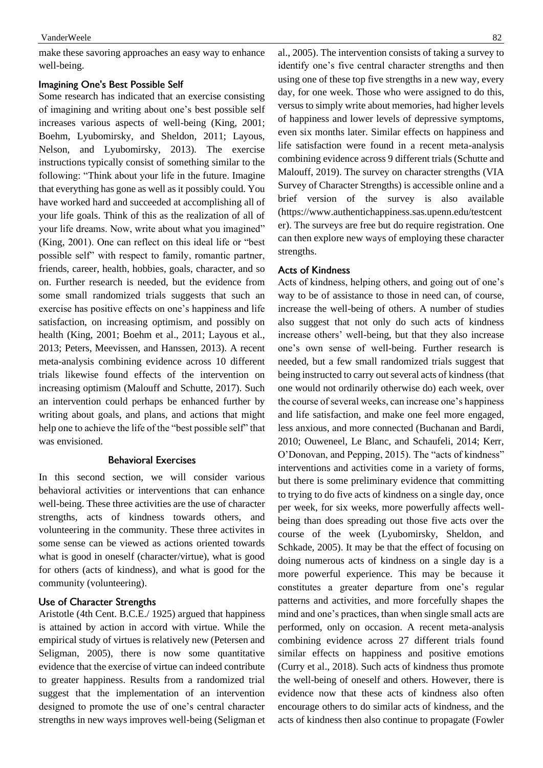make these savoring approaches an easy way to enhance well-being.

### Imagining One's Best Possible Self

Some research has indicated that an exercise consisting of imagining and writing about one's best possible self increases various aspects of well-being (King, 2001; Boehm, Lyubomirsky, and Sheldon, 2011; Layous, Nelson, and Lyubomirsky, 2013). The exercise instructions typically consist of something similar to the following: "Think about your life in the future. Imagine that everything has gone as well as it possibly could. You have worked hard and succeeded at accomplishing all of your life goals. Think of this as the realization of all of your life dreams. Now, write about what you imagined" (King, 2001). One can reflect on this ideal life or "best possible self" with respect to family, romantic partner, friends, career, health, hobbies, goals, character, and so on. Further research is needed, but the evidence from some small randomized trials suggests that such an exercise has positive effects on one's happiness and life satisfaction, on increasing optimism, and possibly on health (King, 2001; Boehm et al., 2011; Layous et al., 2013; Peters, Meevissen, and Hanssen, 2013). A recent meta-analysis combining evidence across 10 different trials likewise found effects of the intervention on increasing optimism (Malouff and Schutte, 2017). Such an intervention could perhaps be enhanced further by writing about goals, and plans, and actions that might help one to achieve the life of the "best possible self" that was envisioned.

## Behavioral Exercises

In this second section, we will consider various behavioral activities or interventions that can enhance well-being. These three activities are the use of character strengths, acts of kindness towards others, and volunteering in the community. These three activites in some sense can be viewed as actions oriented towards what is good in oneself (character/virtue), what is good for others (acts of kindness), and what is good for the community (volunteering).

### Use of Character Strengths

Aristotle (4th Cent. B.C.E./ 1925) argued that happiness is attained by action in accord with virtue. While the empirical study of virtues is relatively new (Petersen and Seligman, 2005), there is now some quantitative evidence that the exercise of virtue can indeed contribute to greater happiness. Results from a randomized trial suggest that the implementation of an intervention designed to promote the use of one's central character strengths in new ways improves well-being (Seligman et al., 2005). The intervention consists of taking a survey to identify one's five central character strengths and then using one of these top five strengths in a new way, every day, for one week. Those who were assigned to do this, versus to simply write about memories, had higher levels of happiness and lower levels of depressive symptoms, even six months later. Similar effects on happiness and life satisfaction were found in a recent meta-analysis combining evidence across 9 different trials (Schutte and Malouff, 2019). The survey on character strengths (VIA Survey of Character Strengths) is accessible online and a brief version of the survey is also available (https://www.authentichappiness.sas.upenn.edu/testcenter). The surveys are free but do require registration. One can then explore new ways of employing these character strengths.

### Acts of Kindness

Acts of kindness, helping others, and going out of one's way to be of assistance to those in need can, of course, increase the well-being of others. A number of studies also suggest that not only do such acts of kindness increase others' well-being, but that they also increase one's own sense of well-being. Further research is needed, but a few small randomized trials suggest that being instructed to carry out several acts of kindness (that one would not ordinarily otherwise do) each week, over the course of several weeks, can increase one's happiness and life satisfaction, and make one feel more engaged, less anxious, and more connected (Buchanan and Bardi, 2010; Ouweneel, Le Blanc, and Schaufeli, 2014; Kerr, O'Donovan, and Pepping, 2015). The "acts of kindness" interventions and activities come in a variety of forms, but there is some preliminary evidence that committing to trying to do five acts of kindness on a single day, once per week, for six weeks, more powerfully affects well-being than does spreading out those five acts over the course of the week (Lyubomirsky, Sheldon, and Schkade, 2005). It may be that the effect of focusing on doing numerous acts of kindness on a single day is a more powerful experience. This may be because it constitutes a greater departure from one's regular patterns and activities, and more forcefully shapes the mind and one's practices, than when single small acts are performed, only on occasion. A recent meta-analysis combining evidence across 27 different trials found similar effects on happiness and positive emotions (Curry et al., 2018). Such acts of kindness thus promote the well-being of oneself and others. However, there is evidence now that these acts of kindness also often encourage others to do similar acts of kindness, and the acts of kindness then also continue to propagate (Fowler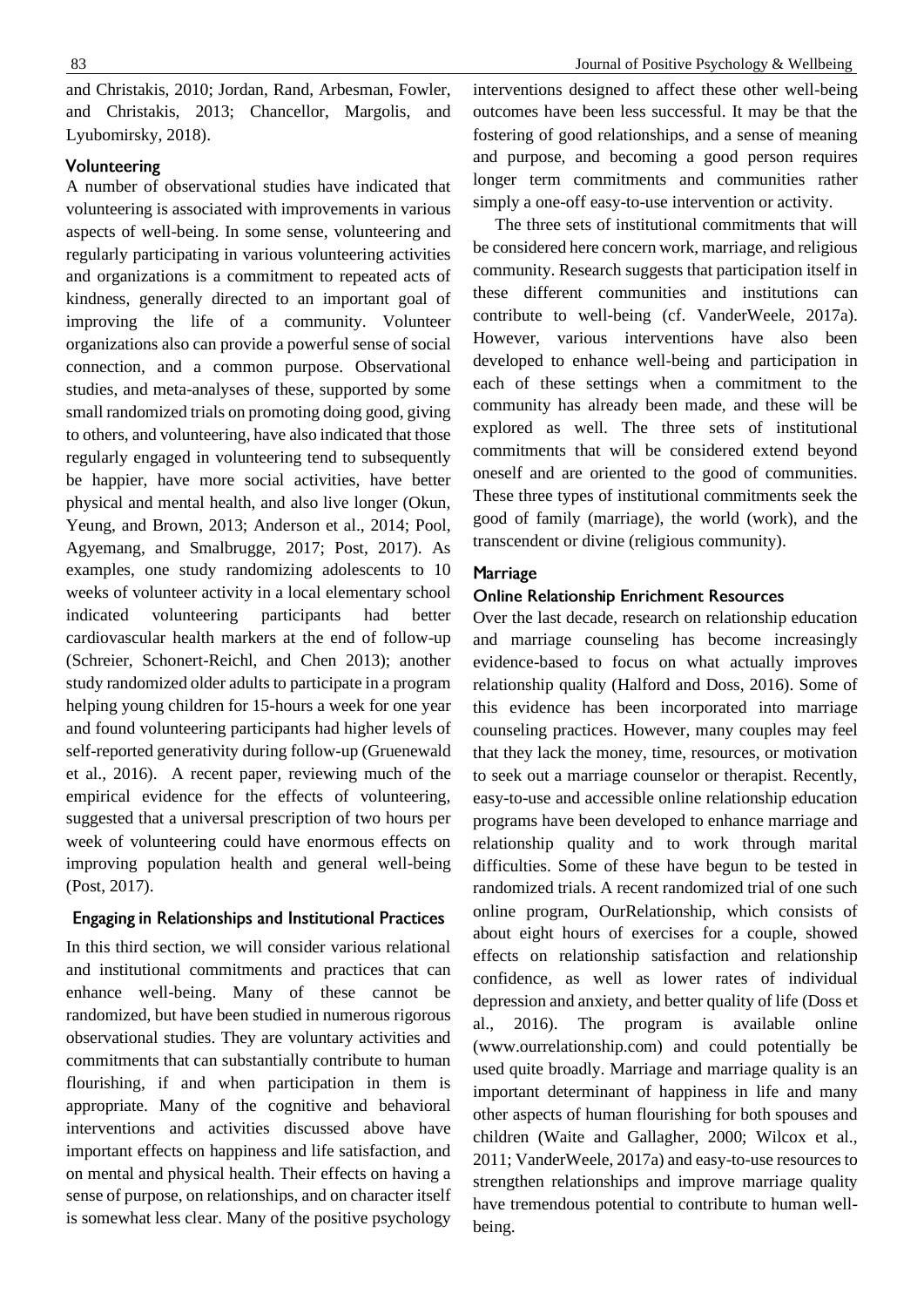and Christakis, 2010; Jordan, Rand, Arbesman, Fowler, and Christakis, 2013; Chancellor, Margolis, and Lyubomirsky, 2018).

### Volunteering

A number of observational studies have indicated that volunteering is associated with improvements in various aspects of well-being. In some sense, volunteering and regularly participating in various volunteering activities and organizations is a commitment to repeated acts of kindness, generally directed to an important goal of improving the life of a community. Volunteer organizations also can provide a powerful sense of social connection, and a common purpose. Observational studies, and meta-analyses of these, supported by some small randomized trials on promoting doing good, giving to others, and volunteering, have also indicated that those regularly engaged in volunteering tend to subsequently be happier, have more social activities, have better physical and mental health, and also live longer (Okun, Yeung, and Brown, 2013; Anderson et al., 2014; Pool, Agyemang, and Smalbrugge, 2017; Post, 2017). As examples, one study randomizing adolescents to 10 weeks of volunteer activity in a local elementary school indicated volunteering participants had better cardiovascular health markers at the end of follow-up (Schreier, Schonert-Reichl, and Chen 2013); another study randomized older adults to participate in a program helping young children for 15-hours a week for one year and found volunteering participants had higher levels of self-reported generativity during follow-up (Gruenewald et al., 2016). A recent paper, reviewing much of the empirical evidence for the effects of volunteering, suggested that a universal prescription of two hours per week of volunteering could have enormous effects on improving population health and general well-being (Post, 2017).

## Engaging in Relationships and Institutional Practices

In this third section, we will consider various relational and institutional commitments and practices that can enhance well-being. Many of these cannot be randomized, but have been studied in numerous rigorous observational studies. They are voluntary activities and commitments that can substantially contribute to human flourishing, if and when participation in them is appropriate. Many of the cognitive and behavioral interventions and activities discussed above have important effects on happiness and life satisfaction, and on mental and physical health. Their effects on having a sense of purpose, on relationships, and on character itself is somewhat less clear. Many of the positive psychology interventions designed to affect these other well-being outcomes have been less successful. It may be that the fostering of good relationships, and a sense of meaning and purpose, and becoming a good person requires longer term commitments and communities rather simply a one-off easy-to-use intervention or activity.

The three sets of institutional commitments that will be considered here concern work, marriage, and religious community. Research suggests that participation itself in these different communities and institutions can contribute to well-being (cf. VanderWeele, 2017a). However, various interventions have also been developed to enhance well-being and participation in each of these settings when a commitment to the community has already been made, and these will be explored as well. The three sets of institutional commitments that will be considered extend beyond oneself and are oriented to the good of communities. These three types of institutional commitments seek the good of family (marriage), the world (work), and the transcendent or divine (religious community).

### Marriage

#### Online Relationship Enrichment Resources

Over the last decade, research on relationship education and marriage counseling has become increasingly evidence-based to focus on what actually improves relationship quality (Halford and Doss, 2016). Some of this evidence has been incorporated into marriage counseling practices. However, many couples may feel that they lack the money, time, resources, or motivation to seek out a marriage counselor or therapist. Recently, easy-to-use and accessible online relationship education programs have been developed to enhance marriage and relationship quality and to work through marital difficulties. Some of these have begun to be tested in randomized trials. A recent randomized trial of one such online program, OurRelationship, which consists of about eight hours of exercises for a couple, showed effects on relationship satisfaction and relationship confidence, as well as lower rates of individual depression and anxiety, and better quality of life (Doss et al., 2016). The program is available online (www.ourrelationship.com) and could potentially be used quite broadly. Marriage and marriage quality is an important determinant of happiness in life and many other aspects of human flourishing for both spouses and children (Waite and Gallagher, 2000; Wilcox et al., 2011; VanderWeele, 2017a) and easy-to-use resources to strengthen relationships and improve marriage quality have tremendous potential to contribute to human well-being.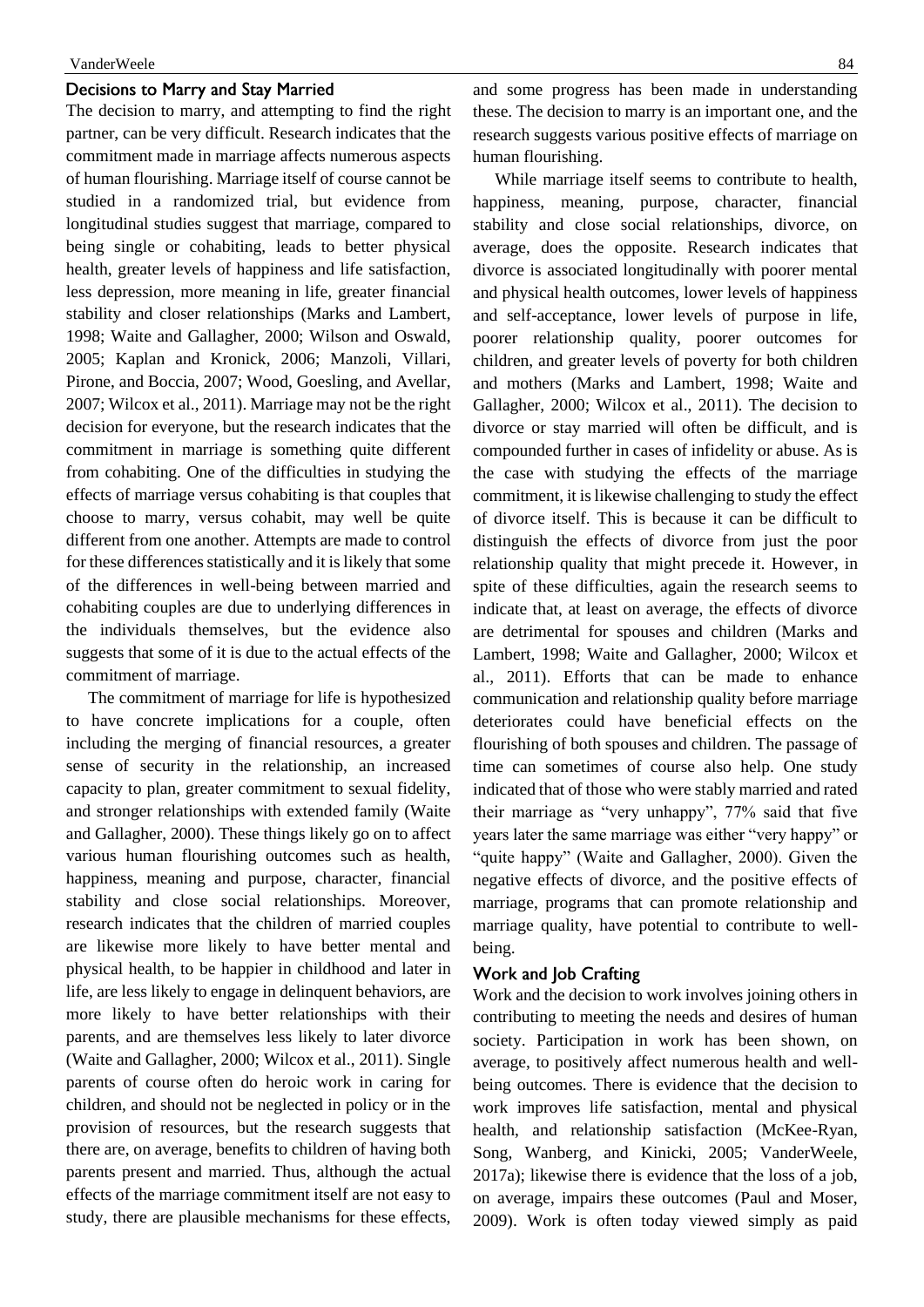### Decisions to Marry and Stay Married

The decision to marry, and attempting to find the right partner, can be very difficult. Research indicates that the commitment made in marriage affects numerous aspects of human flourishing. Marriage itself of course cannot be studied in a randomized trial, but evidence from longitudinal studies suggest that marriage, compared to being single or cohabiting, leads to better physical health, greater levels of happiness and life satisfaction, less depression, more meaning in life, greater financial stability and closer relationships (Marks and Lambert, 1998; Waite and Gallagher, 2000; Wilson and Oswald, 2005; Kaplan and Kronick, 2006; Manzoli, Villari, Pirone, and Boccia, 2007; Wood, Goesling, and Avellar, 2007; Wilcox et al., 2011). Marriage may not be the right decision for everyone, but the research indicates that the commitment in marriage is something quite different from cohabiting. One of the difficulties in studying the effects of marriage versus cohabiting is that couples that choose to marry, versus cohabit, may well be quite different from one another. Attempts are made to control for these differences statistically and it is likely that some of the differences in well-being between married and cohabiting couples are due to underlying differences in the individuals themselves, but the evidence also suggests that some of it is due to the actual effects of the commitment of marriage.

The commitment of marriage for life is hypothesized to have concrete implications for a couple, often including the merging of financial resources, a greater sense of security in the relationship, an increased capacity to plan, greater commitment to sexual fidelity, and stronger relationships with extended family (Waite and Gallagher, 2000). These things likely go on to affect various human flourishing outcomes such as health, happiness, meaning and purpose, character, financial stability and close social relationships. Moreover, research indicates that the children of married couples are likewise more likely to have better mental and physical health, to be happier in childhood and later in life, are less likely to engage in delinquent behaviors, are more likely to have better relationships with their parents, and are themselves less likely to later divorce (Waite and Gallagher, 2000; Wilcox et al., 2011). Single parents of course often do heroic work in caring for children, and should not be neglected in policy or in the provision of resources, but the research suggests that there are, on average, benefits to children of having both parents present and married. Thus, although the actual effects of the marriage commitment itself are not easy to study, there are plausible mechanisms for these effects, and some progress has been made in understanding these. The decision to marry is an important one, and the research suggests various positive effects of marriage on human flourishing.

While marriage itself seems to contribute to health, happiness, meaning, purpose, character, financial stability and close social relationships, divorce, on average, does the opposite. Research indicates that divorce is associated longitudinally with poorer mental and physical health outcomes, lower levels of happiness and self-acceptance, lower levels of purpose in life, poorer relationship quality, poorer outcomes for children, and greater levels of poverty for both children and mothers (Marks and Lambert, 1998; Waite and Gallagher, 2000; Wilcox et al., 2011). The decision to divorce or stay married will often be difficult, and is compounded further in cases of infidelity or abuse. As is the case with studying the effects of the marriage commitment, it is likewise challenging to study the effect of divorce itself. This is because it can be difficult to distinguish the effects of divorce from just the poor relationship quality that might precede it. However, in spite of these difficulties, again the research seems to indicate that, at least on average, the effects of divorce are detrimental for spouses and children (Marks and Lambert, 1998; Waite and Gallagher, 2000; Wilcox et al., 2011). Efforts that can be made to enhance communication and relationship quality before marriage deteriorates could have beneficial effects on the flourishing of both spouses and children. The passage of time can sometimes of course also help. One study indicated that of those who were stably married and rated their marriage as "very unhappy", 77% said that five years later the same marriage was either "very happy" or "quite happy" (Waite and Gallagher, 2000). Given the negative effects of divorce, and the positive effects of marriage, programs that can promote relationship and marriage quality, have potential to contribute to well-being.

### Work and Job Crafting

Work and the decision to work involves joining others in contributing to meeting the needs and desires of human society. Participation in work has been shown, on average, to positively affect numerous health and well-being outcomes. There is evidence that the decision to work improves life satisfaction, mental and physical health, and relationship satisfaction (McKee-Ryan, Song, Wanberg, and Kinicki, 2005; VanderWeele, 2017a); likewise there is evidence that the loss of a job, on average, impairs these outcomes (Paul and Moser, 2009). Work is often today viewed simply as paid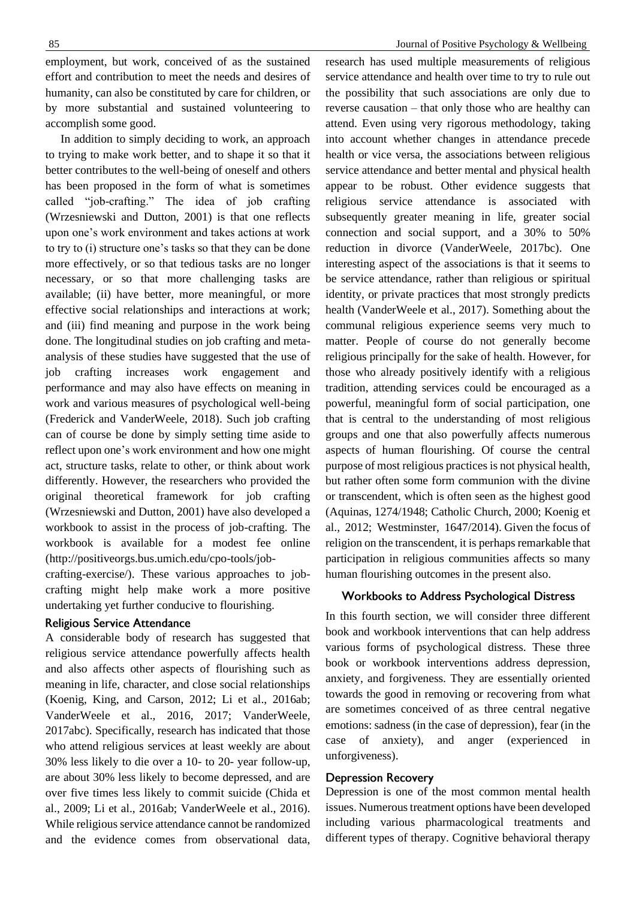employment, but work, conceived of as the sustained effort and contribution to meet the needs and desires of humanity, can also be constituted by care for children, or by more substantial and sustained volunteering to accomplish some good.

In addition to simply deciding to work, an approach to trying to make work better, and to shape it so that it better contributes to the well-being of oneself and others has been proposed in the form of what is sometimes called "job-crafting." The idea of job crafting (Wrzesniewski and Dutton, 2001) is that one reflects upon one's work environment and takes actions at work to try to (i) structure one's tasks so that they can be done more effectively, or so that tedious tasks are no longer necessary, or so that more challenging tasks are available; (ii) have better, more meaningful, or more effective social relationships and interactions at work; and (iii) find meaning and purpose in the work being done. The longitudinal studies on job crafting and meta-analysis of these studies have suggested that the use of job crafting increases work engagement and performance and may also have effects on meaning in work and various measures of psychological well-being (Frederick and VanderWeele, 2018). Such job crafting can of course be done by simply setting time aside to reflect upon one's work environment and how one might act, structure tasks, relate to other, or think about work differently. However, the researchers who provided the original theoretical framework for job crafting (Wrzesniewski and Dutton, 2001) have also developed a workbook to assist in the process of job-crafting. The workbook is available for a modest fee online (http://positiveorgs.bus.umich.edu/cpo-tools/job-crafting-exercise/). These various approaches to job-crafting might help make work a more positive undertaking yet further conducive to flourishing.

### Religious Service Attendance

A considerable body of research has suggested that religious service attendance powerfully affects health and also affects other aspects of flourishing such as meaning in life, character, and close social relationships (Koenig, King, and Carson, 2012; Li et al., 2016ab; VanderWeele et al., 2016, 2017; VanderWeele, 2017abc). Specifically, research has indicated that those who attend religious services at least weekly are about 30% less likely to die over a 10- to 20- year follow-up, are about 30% less likely to become depressed, and are over five times less likely to commit suicide (Chida et al., 2009; Li et al., 2016ab; VanderWeele et al., 2016). While religious service attendance cannot be randomized and the evidence comes from observational data, research has used multiple measurements of religious service attendance and health over time to try to rule out the possibility that such associations are only due to reverse causation – that only those who are healthy can attend. Even using very rigorous methodology, taking into account whether changes in attendance precede health or vice versa, the associations between religious service attendance and better mental and physical health appear to be robust. Other evidence suggests that religious service attendance is associated with subsequently greater meaning in life, greater social connection and social support, and a 30% to 50% reduction in divorce (VanderWeele, 2017bc). One interesting aspect of the associations is that it seems to be service attendance, rather than religious or spiritual identity, or private practices that most strongly predicts health (VanderWeele et al., 2017). Something about the communal religious experience seems very much to matter. People of course do not generally become religious principally for the sake of health. However, for those who already positively identify with a religious tradition, attending services could be encouraged as a powerful, meaningful form of social participation, one that is central to the understanding of most religious groups and one that also powerfully affects numerous aspects of human flourishing. Of course the central purpose of most religious practices is not physical health, but rather often some form communion with the divine or transcendent, which is often seen as the highest good (Aquinas, 1274/1948; Catholic Church, 2000; Koenig et al., 2012; Westminster, 1647/2014). Given the focus of religion on the transcendent, it is perhaps remarkable that participation in religious communities affects so many human flourishing outcomes in the present also.

## Workbooks to Address Psychological Distress

In this fourth section, we will consider three different book and workbook interventions that can help address various forms of psychological distress. These three book or workbook interventions address depression, anxiety, and forgiveness. They are essentially oriented towards the good in removing or recovering from what are sometimes conceived of as three central negative emotions: sadness (in the case of depression), fear (in the case of anxiety), and anger (experienced in unforgiveness).

### Depression Recovery

Depression is one of the most common mental health issues. Numerous treatment options have been developed including various pharmacological treatments and different types of therapy. Cognitive behavioral therapy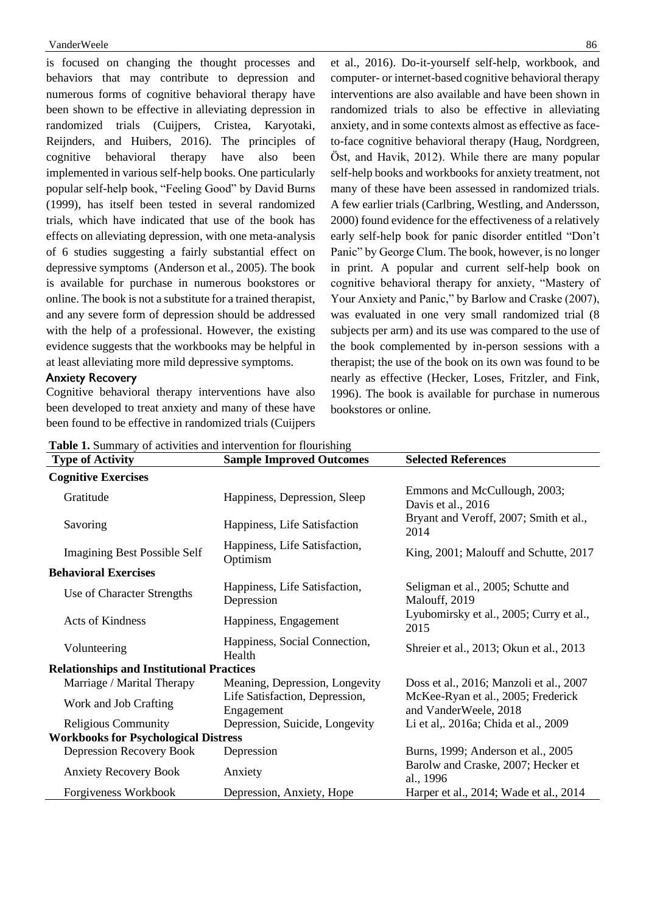is focused on changing the thought processes and behaviors that may contribute to depression and numerous forms of cognitive behavioral therapy have been shown to be effective in alleviating depression in randomized trials (Cuijpers, Cristea, Karyotaki, Reijnders, and Huibers, 2016). The principles of cognitive behavioral therapy have also been implemented in various self-help books. One particularly popular self-help book, "Feeling Good" by David Burns (1999), has itself been tested in several randomized trials, which have indicated that use of the book has effects on alleviating depression, with one meta-analysis of 6 studies suggesting a fairly substantial effect on depressive symptoms (Anderson et al., 2005). The book is available for purchase in numerous bookstores or online. The book is not a substitute for a trained therapist, and any severe form of depression should be addressed with the help of a professional. However, the existing evidence suggests that the workbooks may be helpful in at least alleviating more mild depressive symptoms.

### Anxiety Recovery

Cognitive behavioral therapy interventions have also been developed to treat anxiety and many of these have been found to be effective in randomized trials (Cuijpers et al., 2016). Do-it-yourself self-help, workbook, and computer- or internet-based cognitive behavioral therapy interventions are also available and have been shown in randomized trials to also be effective in alleviating anxiety, and in some contexts almost as effective as face-to-face cognitive behavioral therapy (Haug, Nordgreen, Öst, and Havik, 2012). While there are many popular self-help books and workbooks for anxiety treatment, not many of these have been assessed in randomized trials. A few earlier trials (Carlbring, Westling, and Andersson, 2000) found evidence for the effectiveness of a relatively early self-help book for panic disorder entitled "Don't Panic" by George Clum. The book, however, is no longer in print. A popular and current self-help book on cognitive behavioral therapy for anxiety, "Mastery of Your Anxiety and Panic," by Barlow and Craske (2007), was evaluated in one very small randomized trial (8 subjects per arm) and its use was compared to the use of the book complemented by in-person sessions with a therapist; the use of the book on its own was found to be nearly as effective (Hecker, Loses, Fritzler, and Fink, 1996). The book is available for purchase in numerous bookstores or online.

**Table 1.** Summary of activities and intervention for flourishing

| Type of Activity | Sample Improved Outcomes | Selected References |
|---|---|---|
| **Cognitive Exercises** | | |
| Gratitude | Happiness, Depression, Sleep | Emmons and McCullough, 2003; Davis et al., 2016 |
| Savoring | Happiness, Life Satisfaction | Bryant and Veroff, 2007; Smith et al., 2014 |
| Imagining Best Possible Self | Happiness, Life Satisfaction, Optimism | King, 2001; Malouff and Schutte, 2017 |
| **Behavioral Exercises** | | |
| Use of Character Strengths | Happiness, Life Satisfaction, Depression | Seligman et al., 2005; Schutte and Malouff, 2019 |
| Acts of Kindness | Happiness, Engagement | Lyubomirsky et al., 2005; Curry et al., 2015 |
| Volunteering | Happiness, Social Connection, Health | Shreier et al., 2013; Okun et al., 2013 |
| **Relationships and Institutional Practices** | | |
| Marriage / Marital Therapy | Meaning, Depression, Longevity | Doss et al., 2016; Manzoli et al., 2007 |
| Work and Job Crafting | Life Satisfaction, Depression, Engagement | McKee-Ryan et al., 2005; Frederick and VanderWeele, 2018 |
| Religious Community | Depression, Suicide, Longevity | Li et al,. 2016a; Chida et al., 2009 |
| **Workbooks for Psychological Distress** | | |
| Depression Recovery Book | Depression | Burns, 1999; Anderson et al., 2005 |
| Anxiety Recovery Book | Anxiety | Barolw and Craske, 2007; Hecker et al., 1996 |
| Forgiveness Workbook | Depression, Anxiety, Hope | Harper et al., 2014; Wade et al., 2014 |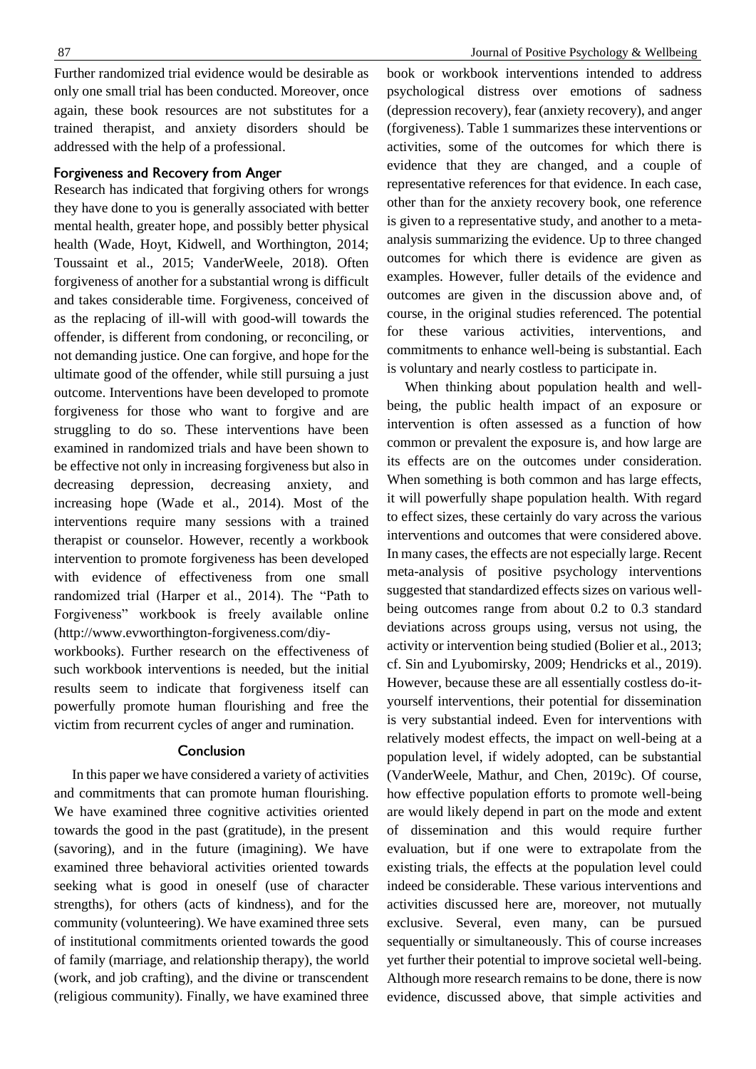Further randomized trial evidence would be desirable as only one small trial has been conducted. Moreover, once again, these book resources are not substitutes for a trained therapist, and anxiety disorders should be addressed with the help of a professional.

### Forgiveness and Recovery from Anger

Research has indicated that forgiving others for wrongs they have done to you is generally associated with better mental health, greater hope, and possibly better physical health (Wade, Hoyt, Kidwell, and Worthington, 2014; Toussaint et al., 2015; VanderWeele, 2018). Often forgiveness of another for a substantial wrong is difficult and takes considerable time. Forgiveness, conceived of as the replacing of ill-will with good-will towards the offender, is different from condoning, or reconciling, or not demanding justice. One can forgive, and hope for the ultimate good of the offender, while still pursuing a just outcome. Interventions have been developed to promote forgiveness for those who want to forgive and are struggling to do so. These interventions have been examined in randomized trials and have been shown to be effective not only in increasing forgiveness but also in decreasing depression, decreasing anxiety, and increasing hope (Wade et al., 2014). Most of the interventions require many sessions with a trained therapist or counselor. However, recently a workbook intervention to promote forgiveness has been developed with evidence of effectiveness from one small randomized trial (Harper et al., 2014). The "Path to Forgiveness" workbook is freely available online (http://www.evworthington-forgiveness.com/diy-workbooks). Further research on the effectiveness of such workbook interventions is needed, but the initial results seem to indicate that forgiveness itself can powerfully promote human flourishing and free the victim from recurrent cycles of anger and rumination.

## Conclusion

In this paper we have considered a variety of activities and commitments that can promote human flourishing. We have examined three cognitive activities oriented towards the good in the past (gratitude), in the present (savoring), and in the future (imagining). We have examined three behavioral activities oriented towards seeking what is good in oneself (use of character strengths), for others (acts of kindness), and for the community (volunteering). We have examined three sets of institutional commitments oriented towards the good of family (marriage, and relationship therapy), the world (work, and job crafting), and the divine or transcendent (religious community). Finally, we have examined three book or workbook interventions intended to address psychological distress over emotions of sadness (depression recovery), fear (anxiety recovery), and anger (forgiveness). Table 1 summarizes these interventions or activities, some of the outcomes for which there is evidence that they are changed, and a couple of representative references for that evidence. In each case, other than for the anxiety recovery book, one reference is given to a representative study, and another to a meta-analysis summarizing the evidence. Up to three changed outcomes for which there is evidence are given as examples. However, fuller details of the evidence and outcomes are given in the discussion above and, of course, in the original studies referenced. The potential for these various activities, interventions, and commitments to enhance well-being is substantial. Each is voluntary and nearly costless to participate in.

When thinking about population health and well-being, the public health impact of an exposure or intervention is often assessed as a function of how common or prevalent the exposure is, and how large are its effects are on the outcomes under consideration. When something is both common and has large effects, it will powerfully shape population health. With regard to effect sizes, these certainly do vary across the various interventions and outcomes that were considered above. In many cases, the effects are not especially large. Recent meta-analysis of positive psychology interventions suggested that standardized effects sizes on various well-being outcomes range from about 0.2 to 0.3 standard deviations across groups using, versus not using, the activity or intervention being studied (Bolier et al., 2013; cf. Sin and Lyubomirsky, 2009; Hendricks et al., 2019). However, because these are all essentially costless do-it-yourself interventions, their potential for dissemination is very substantial indeed. Even for interventions with relatively modest effects, the impact on well-being at a population level, if widely adopted, can be substantial (VanderWeele, Mathur, and Chen, 2019c). Of course, how effective population efforts to promote well-being are would likely depend in part on the mode and extent of dissemination and this would require further evaluation, but if one were to extrapolate from the existing trials, the effects at the population level could indeed be considerable. These various interventions and activities discussed here are, moreover, not mutually exclusive. Several, even many, can be pursued sequentially or simultaneously. This of course increases yet further their potential to improve societal well-being. Although more research remains to be done, there is now evidence, discussed above, that simple activities and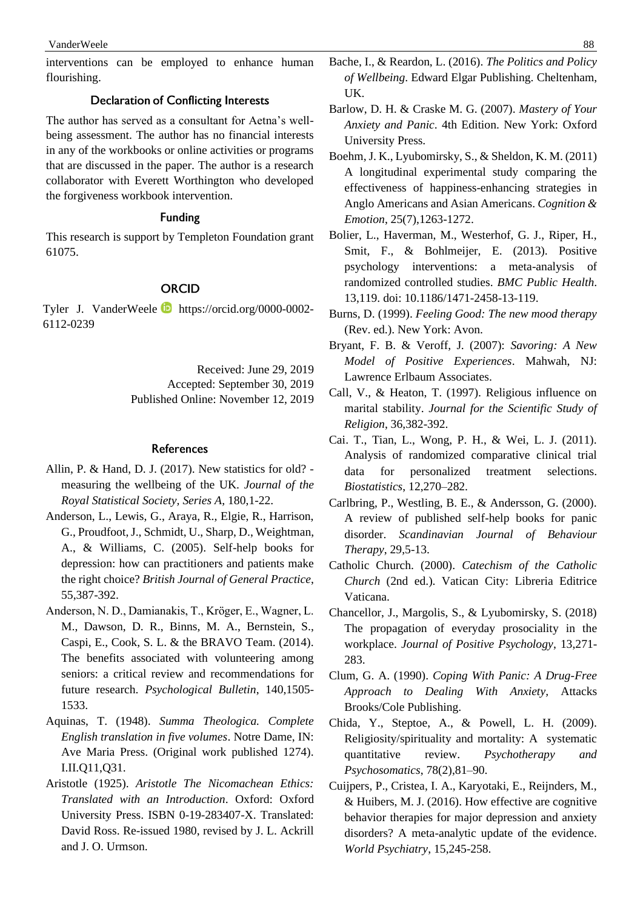interventions can be employed to enhance human flourishing.

### Declaration of Conflicting Interests

The author has served as a consultant for Aetna's well-being assessment. The author has no financial interests in any of the workbooks or online activities or programs that are discussed in the paper. The author is a research collaborator with Everett Worthington who developed the forgiveness workbook intervention.

### Funding

This research is support by Templeton Foundation grant 61075.

### ORCID

Tyler J. VanderWeele https://orcid.org/0000-0002-6112-0239

Received: June 29, 2019
Accepted: September 30, 2019
Published Online: November 12, 2019

### References

Allin, P. & Hand, D. J. (2017). New statistics for old? - measuring the wellbeing of the UK. *Journal of the Royal Statistical Society, Series A*, 180,1-22.

Anderson, L., Lewis, G., Araya, R., Elgie, R., Harrison, G., Proudfoot, J., Schmidt, U., Sharp, D., Weightman, A., & Williams, C. (2005). Self-help books for depression: how can practitioners and patients make the right choice? *British Journal of General Practice*, 55,387-392.

Anderson, N. D., Damianakis, T., Kröger, E., Wagner, L. M., Dawson, D. R., Binns, M. A., Bernstein, S., Caspi, E., Cook, S. L. & the BRAVO Team. (2014). The benefits associated with volunteering among seniors: a critical review and recommendations for future research. *Psychological Bulletin*, 140,1505-1533.

Aquinas, T. (1948). *Summa Theologica. Complete English translation in five volumes*. Notre Dame, IN: Ave Maria Press. (Original work published 1274). I.II.Q11,Q31.

Aristotle (1925). *Aristotle The Nicomachean Ethics: Translated with an Introduction*. Oxford: Oxford University Press. ISBN 0-19-283407-X. Translated: David Ross. Re-issued 1980, revised by J. L. Ackrill and J. O. Urmson.

Bache, I., & Reardon, L. (2016). *The Politics and Policy of Wellbeing*. Edward Elgar Publishing. Cheltenham, UK.

Barlow, D. H. & Craske M. G. (2007). *Mastery of Your Anxiety and Panic*. 4th Edition. New York: Oxford University Press.

Boehm, J. K., Lyubomirsky, S., & Sheldon, K. M. (2011) A longitudinal experimental study comparing the effectiveness of happiness-enhancing strategies in Anglo Americans and Asian Americans. *Cognition & Emotion*, 25(7),1263-1272.

Bolier, L., Haverman, M., Westerhof, G. J., Riper, H., Smit, F., & Bohlmeijer, E. (2013). Positive psychology interventions: a meta-analysis of randomized controlled studies. *BMC Public Health*. 13,119. doi: 10.1186/1471-2458-13-119.

Burns, D. (1999). *Feeling Good: The new mood therapy* (Rev. ed.). New York: Avon.

Bryant, F. B. & Veroff, J. (2007): *Savoring: A New Model of Positive Experiences*. Mahwah, NJ: Lawrence Erlbaum Associates.

Call, V., & Heaton, T. (1997). Religious influence on marital stability. *Journal for the Scientific Study of Religion*, 36,382-392.

Cai. T., Tian, L., Wong, P. H., & Wei, L. J. (2011). Analysis of randomized comparative clinical trial data for personalized treatment selections. *Biostatistics*, 12,270–282.

Carlbring, P., Westling, B. E., & Andersson, G. (2000). A review of published self-help books for panic disorder. *Scandinavian Journal of Behaviour Therapy*, 29,5-13.

Catholic Church. (2000). *Catechism of the Catholic Church* (2nd ed.). Vatican City: Libreria Editrice Vaticana.

Chancellor, J., Margolis, S., & Lyubomirsky, S. (2018) The propagation of everyday prosociality in the workplace. *Journal of Positive Psychology*, 13,271-283.

Clum, G. A. (1990). *Coping With Panic: A Drug-Free Approach to Dealing With Anxiety,* Attacks Brooks/Cole Publishing.

Chida, Y., Steptoe, A., & Powell, L. H. (2009). Religiosity/spirituality and mortality: A systematic quantitative review. *Psychotherapy and Psychosomatics*, 78(2),81–90.

Cuijpers, P., Cristea, I. A., Karyotaki, E., Reijnders, M., & Huibers, M. J. (2016). How effective are cognitive behavior therapies for major depression and anxiety disorders? A meta-analytic update of the evidence. *World Psychiatry*, 15,245-258.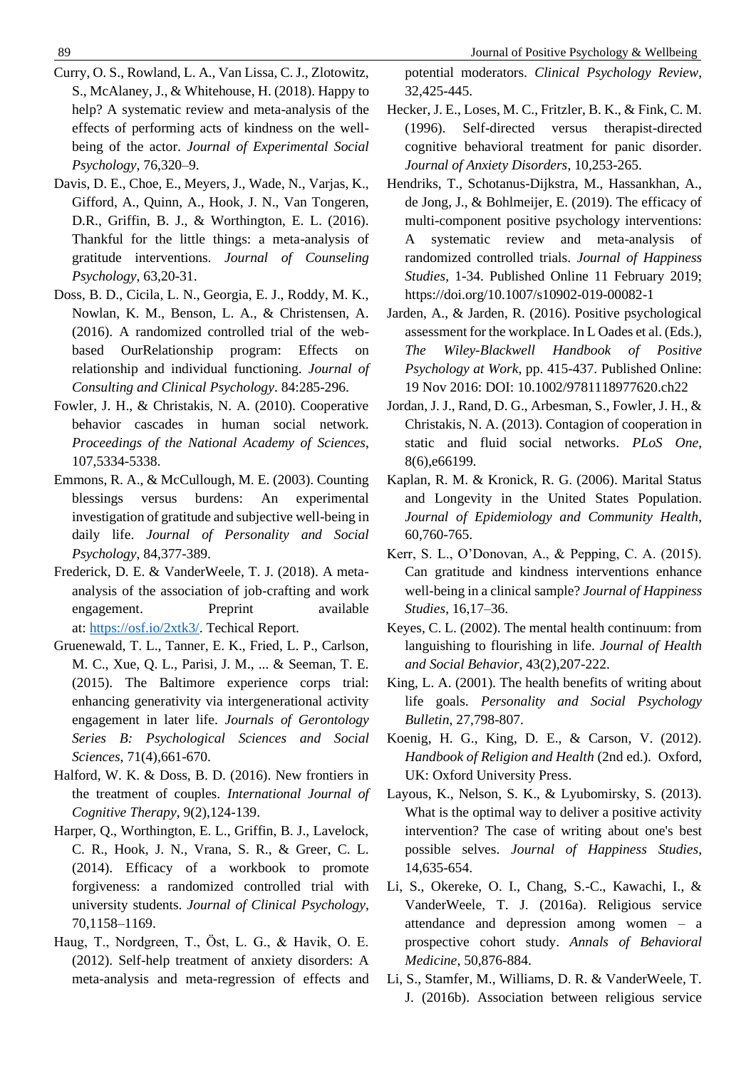Curry, O. S., Rowland, L. A., Van Lissa, C. J., Zlotowitz, S., McAlaney, J., & Whitehouse, H. (2018). Happy to help? A systematic review and meta-analysis of the effects of performing acts of kindness on the well-being of the actor. *Journal of Experimental Social Psychology*, 76,320–9.

Davis, D. E., Choe, E., Meyers, J., Wade, N., Varjas, K., Gifford, A., Quinn, A., Hook, J. N., Van Tongeren, D.R., Griffin, B. J., & Worthington, E. L. (2016). Thankful for the little things: a meta-analysis of gratitude interventions. *Journal of Counseling Psychology*, 63,20-31.

Doss, B. D., Cicila, L. N., Georgia, E. J., Roddy, M. K., Nowlan, K. M., Benson, L. A., & Christensen, A. (2016). A randomized controlled trial of the web-based OurRelationship program: Effects on relationship and individual functioning. *Journal of Consulting and Clinical Psychology*. 84:285-296.

Fowler, J. H., & Christakis, N. A. (2010). Cooperative behavior cascades in human social network. *Proceedings of the National Academy of Sciences*, 107,5334-5338.

Emmons, R. A., & McCullough, M. E. (2003). Counting blessings versus burdens: An experimental investigation of gratitude and subjective well-being in daily life. *Journal of Personality and Social Psychology*, 84,377-389.

Frederick, D. E. & VanderWeele, T. J. (2018). A meta-analysis of the association of job-crafting and work engagement. Preprint available at: https://osf.io/2xtk3/. Techical Report.

Gruenewald, T. L., Tanner, E. K., Fried, L. P., Carlson, M. C., Xue, Q. L., Parisi, J. M., ... & Seeman, T. E. (2015). The Baltimore experience corps trial: enhancing generativity via intergenerational activity engagement in later life. *Journals of Gerontology Series B: Psychological Sciences and Social Sciences*, 71(4),661-670.

Halford, W. K. & Doss, B. D. (2016). New frontiers in the treatment of couples. *International Journal of Cognitive Therapy*, 9(2),124-139.

Harper, Q., Worthington, E. L., Griffin, B. J., Lavelock, C. R., Hook, J. N., Vrana, S. R., & Greer, C. L. (2014). Efficacy of a workbook to promote forgiveness: a randomized controlled trial with university students. *Journal of Clinical Psychology*, 70,1158–1169.

Haug, T., Nordgreen, T., Öst, L. G., & Havik, O. E. (2012). Self-help treatment of anxiety disorders: A meta-analysis and meta-regression of effects and potential moderators. *Clinical Psychology Review*, 32,425-445.

Hecker, J. E., Loses, M. C., Fritzler, B. K., & Fink, C. M. (1996). Self-directed versus therapist-directed cognitive behavioral treatment for panic disorder. *Journal of Anxiety Disorders*, 10,253-265.

Hendriks, T., Schotanus-Dijkstra, M., Hassankhan, A., de Jong, J., & Bohlmeijer, E. (2019). The efficacy of multi-component positive psychology interventions: A systematic review and meta-analysis of randomized controlled trials. *Journal of Happiness Studies*, 1-34. Published Online 11 February 2019; https://doi.org/10.1007/s10902-019-00082-1

Jarden, A., & Jarden, R. (2016). Positive psychological assessment for the workplace. In L Oades et al. (Eds.), *The Wiley-Blackwell Handbook of Positive Psychology at Work*, pp. 415-437. Published Online: 19 Nov 2016: DOI: 10.1002/9781118977620.ch22

Jordan, J. J., Rand, D. G., Arbesman, S., Fowler, J. H., & Christakis, N. A. (2013). Contagion of cooperation in static and fluid social networks. *PLoS One*, 8(6),e66199.

Kaplan, R. M. & Kronick, R. G. (2006). Marital Status and Longevity in the United States Population. *Journal of Epidemiology and Community Health*, 60,760-765.

Kerr, S. L., O'Donovan, A., & Pepping, C. A. (2015). Can gratitude and kindness interventions enhance well-being in a clinical sample? *Journal of Happiness Studies*, 16,17–36.

Keyes, C. L. (2002). The mental health continuum: from languishing to flourishing in life. *Journal of Health and Social Behavior*, 43(2),207-222.

King, L. A. (2001). The health benefits of writing about life goals. *Personality and Social Psychology Bulletin*, 27,798-807.

Koenig, H. G., King, D. E., & Carson, V. (2012). *Handbook of Religion and Health* (2nd ed.). Oxford, UK: Oxford University Press.

Layous, K., Nelson, S. K., & Lyubomirsky, S. (2013). What is the optimal way to deliver a positive activity intervention? The case of writing about one's best possible selves. *Journal of Happiness Studies*, 14,635-654.

Li, S., Okereke, O. I., Chang, S.-C., Kawachi, I., & VanderWeele, T. J. (2016a). Religious service attendance and depression among women – a prospective cohort study. *Annals of Behavioral Medicine*, 50,876-884.

Li, S., Stamfer, M., Williams, D. R. & VanderWeele, T. J. (2016b). Association between religious service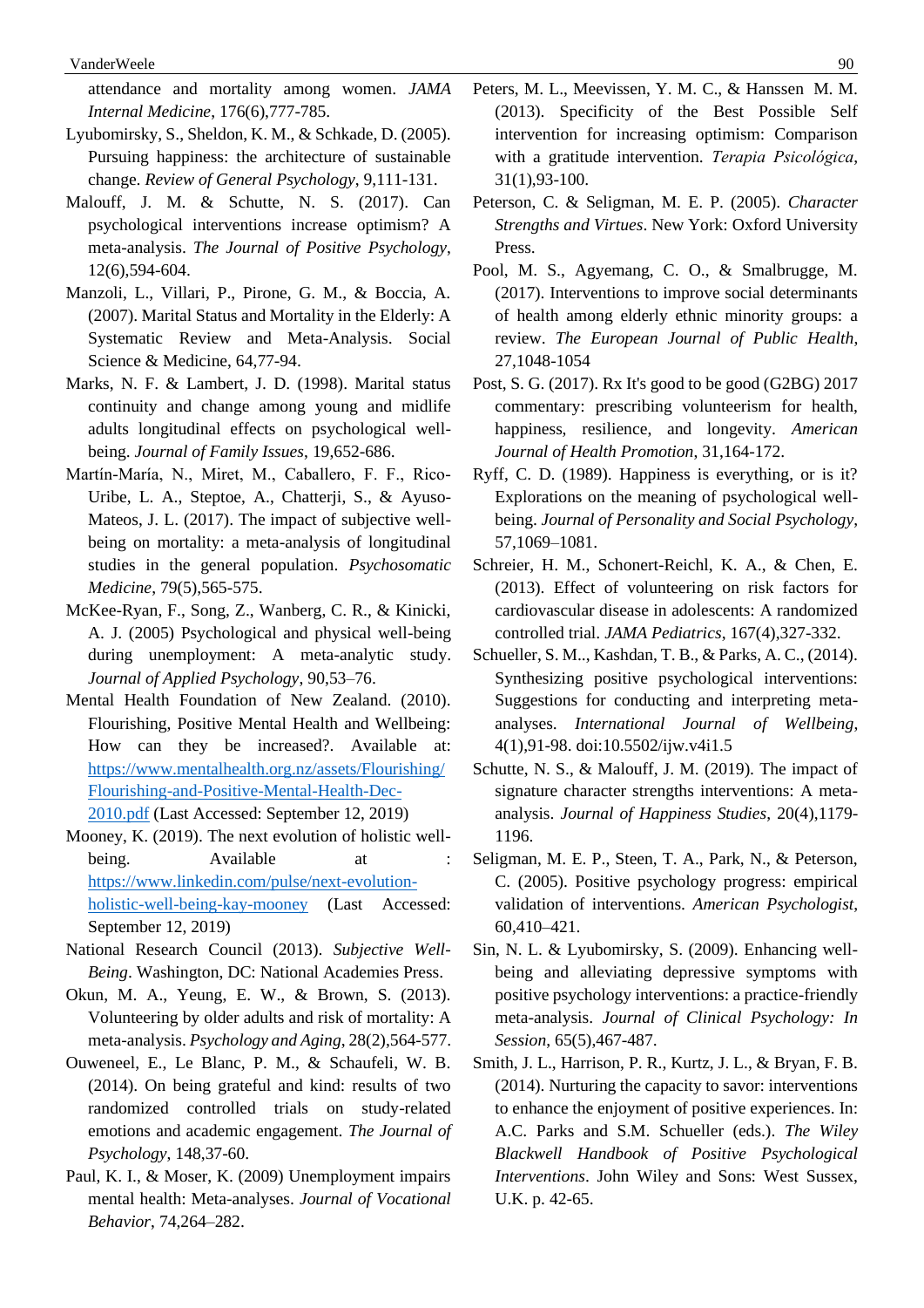attendance and mortality among women. *JAMA Internal Medicine*, 176(6),777-785.

Lyubomirsky, S., Sheldon, K. M., & Schkade, D. (2005). Pursuing happiness: the architecture of sustainable change. *Review of General Psychology*, 9,111-131.

Malouff, J. M. & Schutte, N. S. (2017). Can psychological interventions increase optimism? A meta-analysis. *The Journal of Positive Psychology*, 12(6),594-604.

Manzoli, L., Villari, P., Pirone, G. M., & Boccia, A. (2007). Marital Status and Mortality in the Elderly: A Systematic Review and Meta-Analysis. Social Science & Medicine, 64,77-94.

Marks, N. F. & Lambert, J. D. (1998). Marital status continuity and change among young and midlife adults longitudinal effects on psychological well-being. *Journal of Family Issues*, 19,652-686.

Martín-María, N., Miret, M., Caballero, F. F., Rico-Uribe, L. A., Steptoe, A., Chatterji, S., & Ayuso-Mateos, J. L. (2017). The impact of subjective well-being on mortality: a meta-analysis of longitudinal studies in the general population. *Psychosomatic Medicine*, 79(5),565-575.

McKee-Ryan, F., Song, Z., Wanberg, C. R., & Kinicki, A. J. (2005) Psychological and physical well-being during unemployment: A meta-analytic study. *Journal of Applied Psychology*, 90,53–76.

Mental Health Foundation of New Zealand. (2010). Flourishing, Positive Mental Health and Wellbeing: How can they be increased?. Available at: https://www.mentalhealth.org.nz/assets/Flourishing/Flourishing-and-Positive-Mental-Health-Dec-2010.pdf (Last Accessed: September 12, 2019)

Mooney, K. (2019). The next evolution of holistic well-being. Available at : https://www.linkedin.com/pulse/next-evolution-holistic-well-being-kay-mooney (Last Accessed: September 12, 2019)

National Research Council (2013). *Subjective Well-Being*. Washington, DC: National Academies Press.

Okun, M. A., Yeung, E. W., & Brown, S. (2013). Volunteering by older adults and risk of mortality: A meta-analysis. *Psychology and Aging*, 28(2),564-577.

Ouweneel, E., Le Blanc, P. M., & Schaufeli, W. B. (2014). On being grateful and kind: results of two randomized controlled trials on study-related emotions and academic engagement. *The Journal of Psychology*, 148,37-60.

Paul, K. I., & Moser, K. (2009) Unemployment impairs mental health: Meta-analyses. *Journal of Vocational Behavior*, 74,264–282.

Peters, M. L., Meevissen, Y. M. C., & Hanssen M. M. (2013). Specificity of the Best Possible Self intervention for increasing optimism: Comparison with a gratitude intervention. *Terapia Psicológica*, 31(1),93-100.

Peterson, C. & Seligman, M. E. P. (2005). *Character Strengths and Virtues*. New York: Oxford University Press.

Pool, M. S., Agyemang, C. O., & Smalbrugge, M. (2017). Interventions to improve social determinants of health among elderly ethnic minority groups: a review. *The European Journal of Public Health*, 27,1048-1054

Post, S. G. (2017). Rx It's good to be good (G2BG) 2017 commentary: prescribing volunteerism for health, happiness, resilience, and longevity. *American Journal of Health Promotion*, 31,164-172.

Ryff, C. D. (1989). Happiness is everything, or is it? Explorations on the meaning of psychological well-being. *Journal of Personality and Social Psychology*, 57,1069–1081.

Schreier, H. M., Schonert-Reichl, K. A., & Chen, E. (2013). Effect of volunteering on risk factors for cardiovascular disease in adolescents: A randomized controlled trial. *JAMA Pediatrics*, 167(4),327-332.

Schueller, S. M.., Kashdan, T. B., & Parks, A. C., (2014). Synthesizing positive psychological interventions: Suggestions for conducting and interpreting meta-analyses. *International Journal of Wellbeing*, 4(1),91-98. doi:10.5502/ijw.v4i1.5

Schutte, N. S., & Malouff, J. M. (2019). The impact of signature character strengths interventions: A meta-analysis. *Journal of Happiness Studies*, 20(4),1179-1196.

Seligman, M. E. P., Steen, T. A., Park, N., & Peterson, C. (2005). Positive psychology progress: empirical validation of interventions. *American Psychologist*, 60,410–421.

Sin, N. L. & Lyubomirsky, S. (2009). Enhancing well-being and alleviating depressive symptoms with positive psychology interventions: a practice-friendly meta-analysis. *Journal of Clinical Psychology: In Session*, 65(5),467-487.

Smith, J. L., Harrison, P. R., Kurtz, J. L., & Bryan, F. B. (2014). Nurturing the capacity to savor: interventions to enhance the enjoyment of positive experiences. In: A.C. Parks and S.M. Schueller (eds.). *The Wiley Blackwell Handbook of Positive Psychological Interventions*. John Wiley and Sons: West Sussex, U.K. p. 42-65.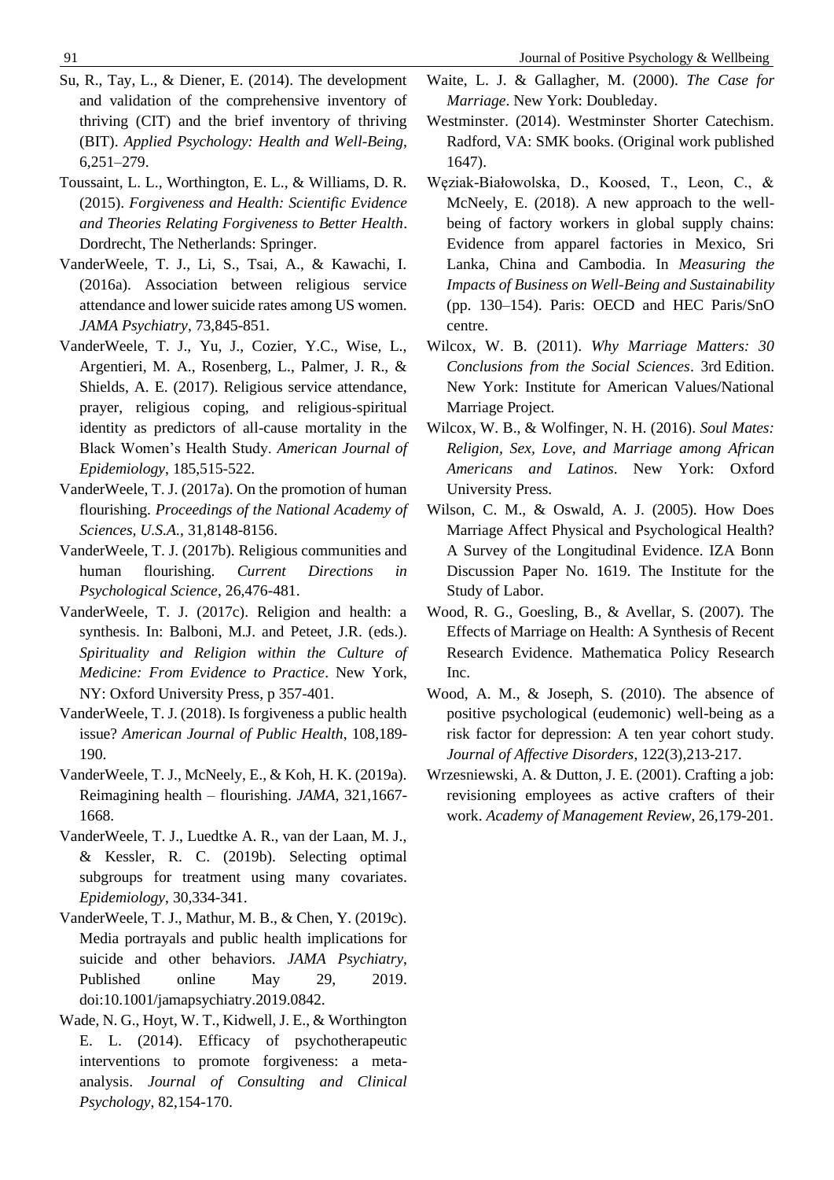Su, R., Tay, L., & Diener, E. (2014). The development and validation of the comprehensive inventory of thriving (CIT) and the brief inventory of thriving (BIT). *Applied Psychology: Health and Well-Being*, 6,251–279.

Toussaint, L. L., Worthington, E. L., & Williams, D. R. (2015). *Forgiveness and Health: Scientific Evidence and Theories Relating Forgiveness to Better Health*. Dordrecht, The Netherlands: Springer.

VanderWeele, T. J., Li, S., Tsai, A., & Kawachi, I. (2016a). Association between religious service attendance and lower suicide rates among US women. *JAMA Psychiatry*, 73,845-851.

VanderWeele, T. J., Yu, J., Cozier, Y.C., Wise, L., Argentieri, M. A., Rosenberg, L., Palmer, J. R., & Shields, A. E. (2017). Religious service attendance, prayer, religious coping, and religious-spiritual identity as predictors of all-cause mortality in the Black Women's Health Study. *American Journal of Epidemiology*, 185,515-522.

VanderWeele, T. J. (2017a). On the promotion of human flourishing. *Proceedings of the National Academy of Sciences, U.S.A.*, 31,8148-8156.

VanderWeele, T. J. (2017b). Religious communities and human flourishing. *Current Directions in Psychological Science*, 26,476-481.

VanderWeele, T. J. (2017c). Religion and health: a synthesis. In: Balboni, M.J. and Peteet, J.R. (eds.). *Spirituality and Religion within the Culture of Medicine: From Evidence to Practice*. New York, NY: Oxford University Press, p 357-401.

VanderWeele, T. J. (2018). Is forgiveness a public health issue? *American Journal of Public Health*, 108,189-190.

VanderWeele, T. J., McNeely, E., & Koh, H. K. (2019a). Reimagining health – flourishing. *JAMA*, 321,1667-1668.

VanderWeele, T. J., Luedtke A. R., van der Laan, M. J., & Kessler, R. C. (2019b). Selecting optimal subgroups for treatment using many covariates. *Epidemiology*, 30,334-341.

VanderWeele, T. J., Mathur, M. B., & Chen, Y. (2019c). Media portrayals and public health implications for suicide and other behaviors. *JAMA Psychiatry*, Published online May 29, 2019. doi:10.1001/jamapsychiatry.2019.0842.

Wade, N. G., Hoyt, W. T., Kidwell, J. E., & Worthington E. L. (2014). Efficacy of psychotherapeutic interventions to promote forgiveness: a meta-analysis. *Journal of Consulting and Clinical Psychology*, 82,154-170.

Waite, L. J. & Gallagher, M. (2000). *The Case for Marriage*. New York: Doubleday.

Westminster. (2014). Westminster Shorter Catechism. Radford, VA: SMK books. (Original work published 1647).

Węziak-Białowolska, D., Koosed, T., Leon, C., & McNeely, E. (2018). A new approach to the well-being of factory workers in global supply chains: Evidence from apparel factories in Mexico, Sri Lanka, China and Cambodia. In *Measuring the Impacts of Business on Well-Being and Sustainability* (pp. 130–154). Paris: OECD and HEC Paris/SnO centre.

Wilcox, W. B. (2011). *Why Marriage Matters: 30 Conclusions from the Social Sciences*. 3rd Edition. New York: Institute for American Values/National Marriage Project.

Wilcox, W. B., & Wolfinger, N. H. (2016). *Soul Mates: Religion, Sex, Love, and Marriage among African Americans and Latinos*. New York: Oxford University Press.

Wilson, C. M., & Oswald, A. J. (2005). How Does Marriage Affect Physical and Psychological Health? A Survey of the Longitudinal Evidence. IZA Bonn Discussion Paper No. 1619. The Institute for the Study of Labor.

Wood, R. G., Goesling, B., & Avellar, S. (2007). The Effects of Marriage on Health: A Synthesis of Recent Research Evidence. Mathematica Policy Research Inc.

Wood, A. M., & Joseph, S. (2010). The absence of positive psychological (eudemonic) well-being as a risk factor for depression: A ten year cohort study. *Journal of Affective Disorders*, 122(3),213-217.

Wrzesniewski, A. & Dutton, J. E. (2001). Crafting a job: revisioning employees as active crafters of their work. *Academy of Management Review*, 26,179-201.